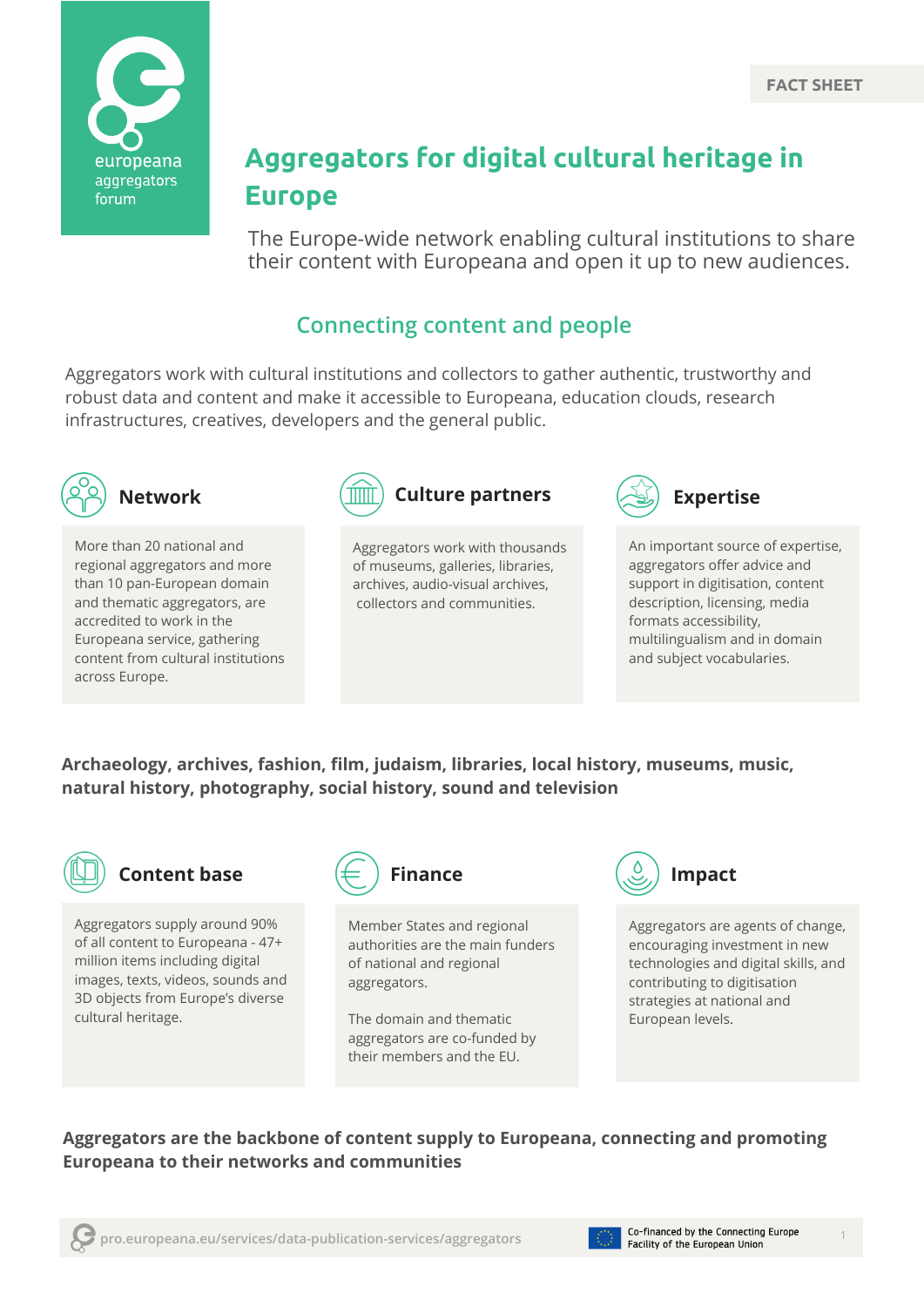europeana aggregators forum

FACT SHEET

# Aggregators for digital cultural heritage in Europe

The Europe-wide network enabling cultural institutions to share their content with Europeana and open it up to new audiences.

## Connecting content and people

Aggregators work with cultural institutions and collectors to gather authentic, trustworthy and robust data and content and make it accessible to Europeana, education clouds, research infrastructures, creatives, developers and the general public.

### Network

More than 20 national and regional aggregators and more than 10 pan-European domain and thematic aggregators, are accredited to work in the Europeana service, gathering content from cultural institutions across Europe.

### Culture partners

Aggregators work with thousands of museums, galleries, libraries, archives, audio-visual archives, collectors and communities.

### Expertise

An important source of expertise, aggregators offer advice and support in digitisation, content description, licensing, media formats accessibility, multilingualism and in domain and subject vocabularies.

**Archaeology, archives, fashion, film, judaism, libraries, local history, museums, music, natural history, photography, social history, sound and television**

### Content base

Aggregators supply around 90% of all content to Europeana - 47+ million items including digital images, texts, videos, sounds and 3D objects from Europe's diverse cultural heritage.

### Finance

Member States and regional authorities are the main funders of national and regional aggregators.

The domain and thematic aggregators are co-funded by their members and the EU.

### Impact

Aggregators are agents of change, encouraging investment in new technologies and digital skills, and contributing to digitisation strategies at national and European levels.

**Aggregators are the backbone of content supply to Europeana, connecting and promoting Europeana to their networks and communities**

pro.europeana.eu/services/data-publication-services/aggregators

Co-financed by the Connecting Europe Facility of the European Union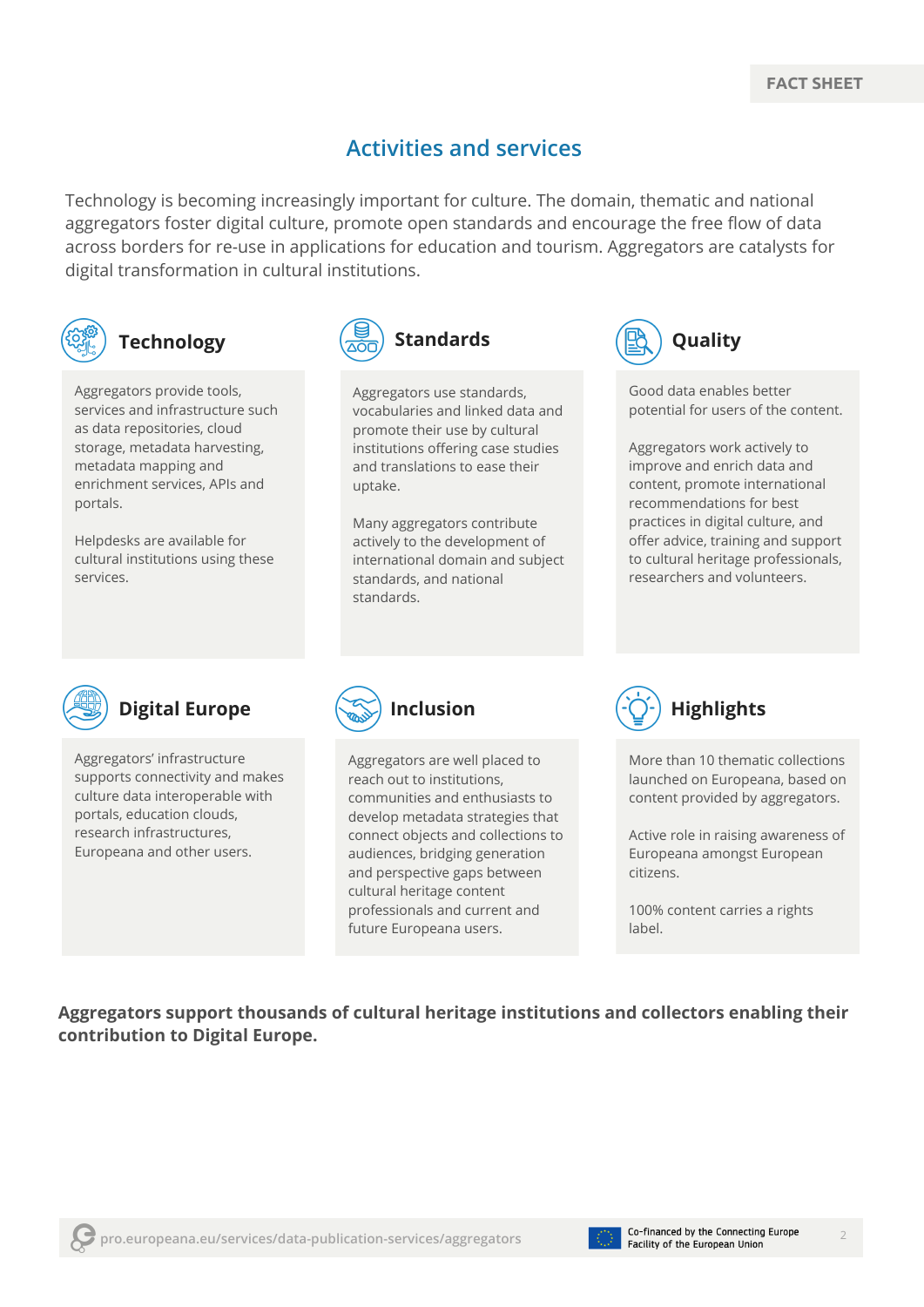FACT SHEET

## Activities and services

Technology is becoming increasingly important for culture. The domain, thematic and national aggregators foster digital culture, promote open standards and encourage the free flow of data across borders for re-use in applications for education and tourism. Aggregators are catalysts for digital transformation in cultural institutions.

### Technology

Aggregators provide tools, services and infrastructure such as data repositories, cloud storage, metadata harvesting, metadata mapping and enrichment services, APIs and portals.

Helpdesks are available for cultural institutions using these services.

### Standards

Aggregators use standards, vocabularies and linked data and promote their use by cultural institutions offering case studies and translations to ease their uptake.

Many aggregators contribute actively to the development of international domain and subject standards, and national standards.

### Quality

Good data enables better potential for users of the content.

Aggregators work actively to improve and enrich data and content, promote international recommendations for best practices in digital culture, and offer advice, training and support to cultural heritage professionals, researchers and volunteers.

### Digital Europe

Aggregators' infrastructure supports connectivity and makes culture data interoperable with portals, education clouds, research infrastructures, Europeana and other users.

### Inclusion

Aggregators are well placed to reach out to institutions, communities and enthusiasts to develop metadata strategies that connect objects and collections to audiences, bridging generation and perspective gaps between cultural heritage content professionals and current and future Europeana users.

### Highlights

More than 10 thematic collections launched on Europeana, based on content provided by aggregators.

Active role in raising awareness of Europeana amongst European citizens.

100% content carries a rights label.

**Aggregators support thousands of cultural heritage institutions and collectors enabling their contribution to Digital Europe.**

pro.europeana.eu/services/data-publication-services/aggregators

Co-financed by the Connecting Europe Facility of the European Union